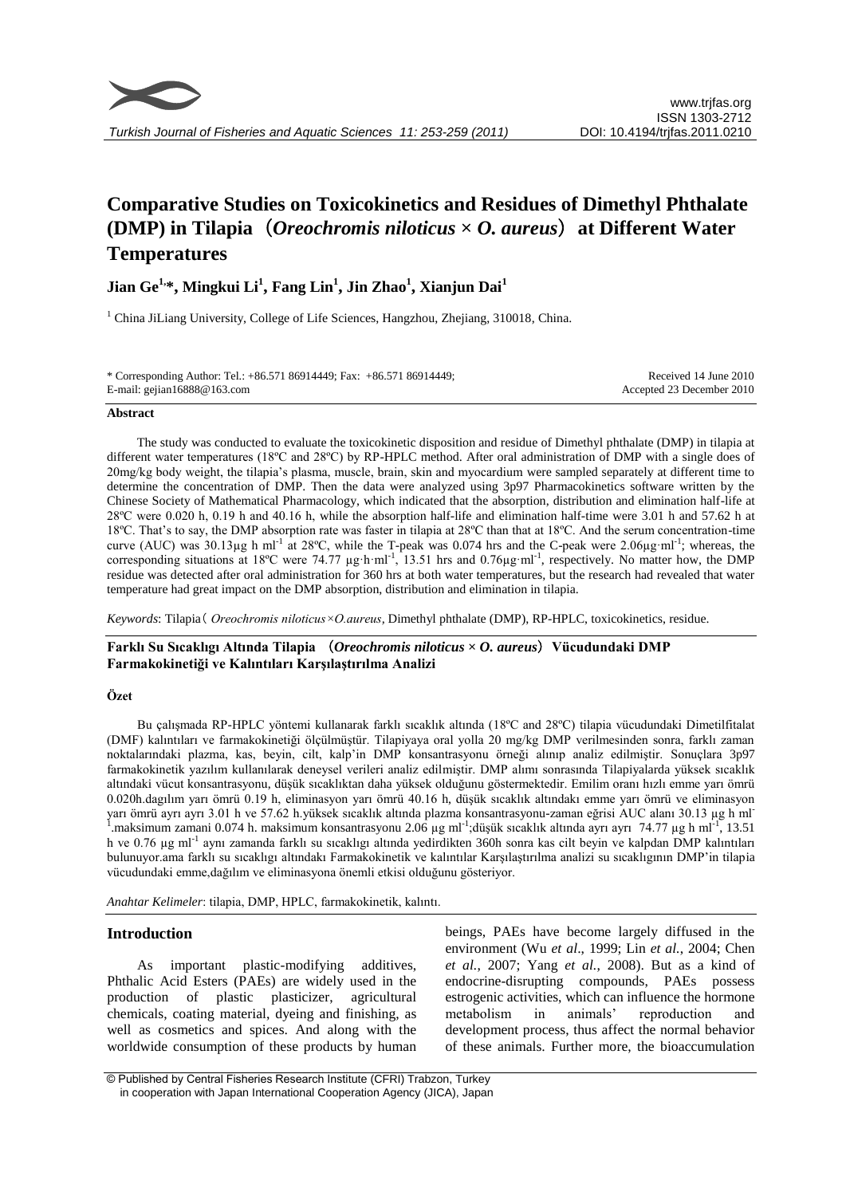# Comparative Studies on Toxicokinetics and Residues of Dimethyl Phthalate (DMP) in Tilapia（*Oreochromis niloticus* × *O. aureus*）at Different Water Temperatures

**Jian Ge[1,*], Mingkui Li[1], Fang Lin[1], Jin Zhao[1], Xianjun Dai[1]**

[1] China JiLiang University, College of Life Sciences, Hangzhou, Zhejiang, 310018, China.

\* Corresponding Author: Tel.: +86.571 86914449; Fax: +86.571 86914449; E-mail: gejian16888@163.com

Received 14 June 2010
Accepted 23 December 2010

## Abstract

The study was conducted to evaluate the toxicokinetic disposition and residue of Dimethyl phthalate (DMP) in tilapia at different water temperatures (18ºC and 28ºC) by RP-HPLC method. After oral administration of DMP with a single does of 20mg/kg body weight, the tilapia's plasma, muscle, brain, skin and myocardium were sampled separately at different time to determine the concentration of DMP. Then the data were analyzed using 3p97 Pharmacokinetics software written by the Chinese Society of Mathematical Pharmacology, which indicated that the absorption, distribution and elimination half-life at 28ºC were 0.020 h, 0.19 h and 40.16 h, while the absorption half-life and elimination half-time were 3.01 h and 57.62 h at 18ºC. That's to say, the DMP absorption rate was faster in tilapia at 28ºC than that at 18ºC. And the serum concentration-time curve (AUC) was 30.13μg h ml$^{-1}$ at 28ºC, while the T-peak was 0.074 hrs and the C-peak were 2.06μg·ml$^{-1}$; whereas, the corresponding situations at 18ºC were 74.77 μg·h·ml$^{-1}$, 13.51 hrs and 0.76μg·ml$^{-1}$, respectively. No matter how, the DMP residue was detected after oral administration for 360 hrs at both water temperatures, but the research had revealed that water temperature had great impact on the DMP absorption, distribution and elimination in tilapia.

*Keywords*: Tilapia（*Oreochromis niloticus×O.aureus*, Dimethyl phthalate (DMP), RP-HPLC, toxicokinetics, residue.

## Farklı Su Sıcaklıgı Altında Tilapia （*Oreochromis niloticus* × *O. aureus*）Vücudundaki DMP Farmakokinetiği ve Kalıntıları Karşılaştırılma Analizi

### Özet

Bu çalışmada RP-HPLC yöntemi kullanarak farklı sıcaklık altında (18ºC and 28ºC) tilapia vücudundaki Dimetilfitalat (DMF) kalıntıları ve farmakokinetiği ölçülmüştür. Tilapiyaya oral yolla 20 mg/kg DMP verilmesinden sonra, farklı zaman noktalarındaki plazma, kas, beyin, cilt, kalp'in DMP konsantrasyonu örneği alınıp analiz edilmiştir. Sonuçlara 3p97 farmakokinetik yazılım kullanılarak deneysel verileri analiz edilmiştir. DMP alımı sonrasında Tilapiyalarda yüksek sıcaklık altındaki vücut konsantrasyonu, düşük sıcaklıktan daha yüksek olduğunu göstermektedir. Emilim oranı hızlı emme yarı ömrü 0.020h.dagılım yarı ömrü 0.19 h, eliminasyon yarı ömrü 40.16 h, düşük sıcaklık altındakı emme yarı ömrü ve eliminasyon yarı ömrü ayrı ayrı 3.01 h ve 57.62 h.yüksek sıcaklık altında plazma konsantrasyonu-zaman eğrisi AUC alanı 30.13 μg h ml$^{-1}$.maksimum zamani 0.074 h. maksimum konsantrasyonu 2.06 μg ml$^{-1}$;düşük sıcaklık altında ayrı ayrı 74.77 μg h ml$^{-1}$, 13.51 h ve 0.76 μg ml$^{-1}$ aynı zamanda farklı su sıcaklıgı altında yedirdikten 360h sonra kas cilt beyin ve kalpdan DMP kalıntıları bulunuyor.ama farklı su sıcaklıgı altındakı Farmakokinetik ve kalıntılar Karşılaştırılma analizi su sıcaklıgının DMP'in tilapia vücudundaki emme,dağılım ve eliminasyona önemli etkisi olduğunu gösteriyor.

*Anahtar Kelimeler*: tilapia, DMP, HPLC, farmakokinetik, kalıntı.

## Introduction

As important plastic-modifying additives, Phthalic Acid Esters (PAEs) are widely used in the production of plastic plasticizer, agricultural chemicals, coating material, dyeing and finishing, as well as cosmetics and spices. And along with the worldwide consumption of these products by human beings, PAEs have become largely diffused in the environment (Wu *et al*., 1999; Lin *et al.*, 2004; Chen *et al.*, 2007; Yang *et al.*, 2008). But as a kind of endocrine-disrupting compounds, PAEs possess estrogenic activities, which can influence the hormone metabolism in animals' reproduction and development process, thus affect the normal behavior of these animals. Further more, the bioaccumulation

© Published by Central Fisheries Research Institute (CFRI) Trabzon, Turkey in cooperation with Japan International Cooperation Agency (JICA), Japan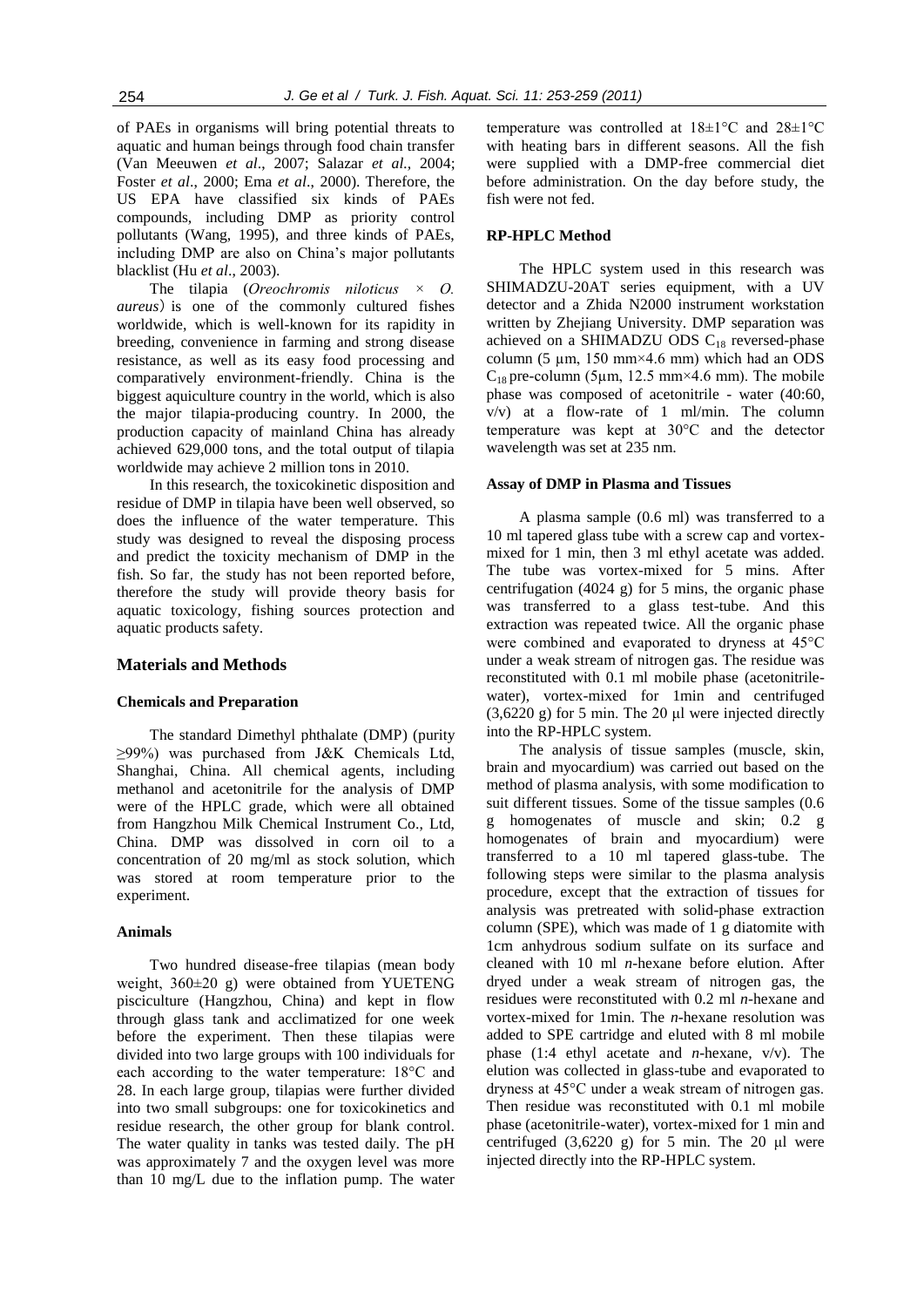of PAEs in organisms will bring potential threats to aquatic and human beings through food chain transfer (Van Meeuwen *et al*., 2007; Salazar *et al.,* 2004; Foster *et al*., 2000; Ema *et al*., 2000). Therefore, the US EPA have classified six kinds of PAEs compounds, including DMP as priority control pollutants (Wang, 1995), and three kinds of PAEs, including DMP are also on China's major pollutants blacklist (Hu *et al*., 2003).

The tilapia (*Oreochromis niloticus* × *O. aureus*) is one of the commonly cultured fishes worldwide, which is well-known for its rapidity in breeding, convenience in farming and strong disease resistance, as well as its easy food processing and comparatively environment-friendly. China is the biggest aquiculture country in the world, which is also the major tilapia-producing country. In 2000, the production capacity of mainland China has already achieved 629,000 tons, and the total output of tilapia worldwide may achieve 2 million tons in 2010.

In this research, the toxicokinetic disposition and residue of DMP in tilapia have been well observed, so does the influence of the water temperature. This study was designed to reveal the disposing process and predict the toxicity mechanism of DMP in the fish. So far, the study has not been reported before, therefore the study will provide theory basis for aquatic toxicology, fishing sources protection and aquatic products safety.

## Materials and Methods

### Chemicals and Preparation

The standard Dimethyl phthalate (DMP) (purity ≥99%) was purchased from J&K Chemicals Ltd, Shanghai, China. All chemical agents, including methanol and acetonitrile for the analysis of DMP were of the HPLC grade, which were all obtained from Hangzhou Milk Chemical Instrument Co., Ltd, China. DMP was dissolved in corn oil to a concentration of 20 mg/ml as stock solution, which was stored at room temperature prior to the experiment.

### Animals

Two hundred disease-free tilapias (mean body weight, 360±20 g) were obtained from YUETENG pisciculture (Hangzhou, China) and kept in flow through glass tank and acclimatized for one week before the experiment. Then these tilapias were divided into two large groups with 100 individuals for each according to the water temperature: 18°C and 28. In each large group, tilapias were further divided into two small subgroups: one for toxicokinetics and residue research, the other group for blank control. The water quality in tanks was tested daily. The pH was approximately 7 and the oxygen level was more than 10 mg/L due to the inflation pump. The water temperature was controlled at 18±1°C and 28±1°C with heating bars in different seasons. All the fish were supplied with a DMP-free commercial diet before administration. On the day before study, the fish were not fed.

### RP-HPLC Method

The HPLC system used in this research was SHIMADZU-20AT series equipment, with a UV detector and a Zhida N2000 instrument workstation written by Zhejiang University. DMP separation was achieved on a SHIMADZU ODS $C_{18}$ reversed-phase column (5 μm, 150 mm×4.6 mm) which had an ODS $C_{18}$ pre-column (5μm, 12.5 mm×4.6 mm). The mobile phase was composed of acetonitrile - water (40:60, v/v) at a flow-rate of 1 ml/min. The column temperature was kept at 30°C and the detector wavelength was set at 235 nm.

### Assay of DMP in Plasma and Tissues

A plasma sample (0.6 ml) was transferred to a 10 ml tapered glass tube with a screw cap and vortex-mixed for 1 min, then 3 ml ethyl acetate was added. The tube was vortex-mixed for 5 mins. After centrifugation (4024 g) for 5 mins, the organic phase was transferred to a glass test-tube. And this extraction was repeated twice. All the organic phase were combined and evaporated to dryness at 45°C under a weak stream of nitrogen gas. The residue was reconstituted with 0.1 ml mobile phase (acetonitrile-water), vortex-mixed for 1min and centrifuged (3,6220 g) for 5 min. The 20 μl were injected directly into the RP-HPLC system.

The analysis of tissue samples (muscle, skin, brain and myocardium) was carried out based on the method of plasma analysis, with some modification to suit different tissues. Some of the tissue samples (0.6 g homogenates of muscle and skin; 0.2 g homogenates of brain and myocardium) were transferred to a 10 ml tapered glass-tube. The following steps were similar to the plasma analysis procedure, except that the extraction of tissues for analysis was pretreated with solid-phase extraction column (SPE), which was made of 1 g diatomite with 1cm anhydrous sodium sulfate on its surface and cleaned with 10 ml *n*-hexane before elution. After dryed under a weak stream of nitrogen gas, the residues were reconstituted with 0.2 ml *n*-hexane and vortex-mixed for 1min. The *n*-hexane resolution was added to SPE cartridge and eluted with 8 ml mobile phase (1:4 ethyl acetate and *n*-hexane, v/v). The elution was collected in glass-tube and evaporated to dryness at 45°C under a weak stream of nitrogen gas. Then residue was reconstituted with 0.1 ml mobile phase (acetonitrile-water), vortex-mixed for 1 min and centrifuged (3,6220 g) for 5 min. The 20 μl were injected directly into the RP-HPLC system.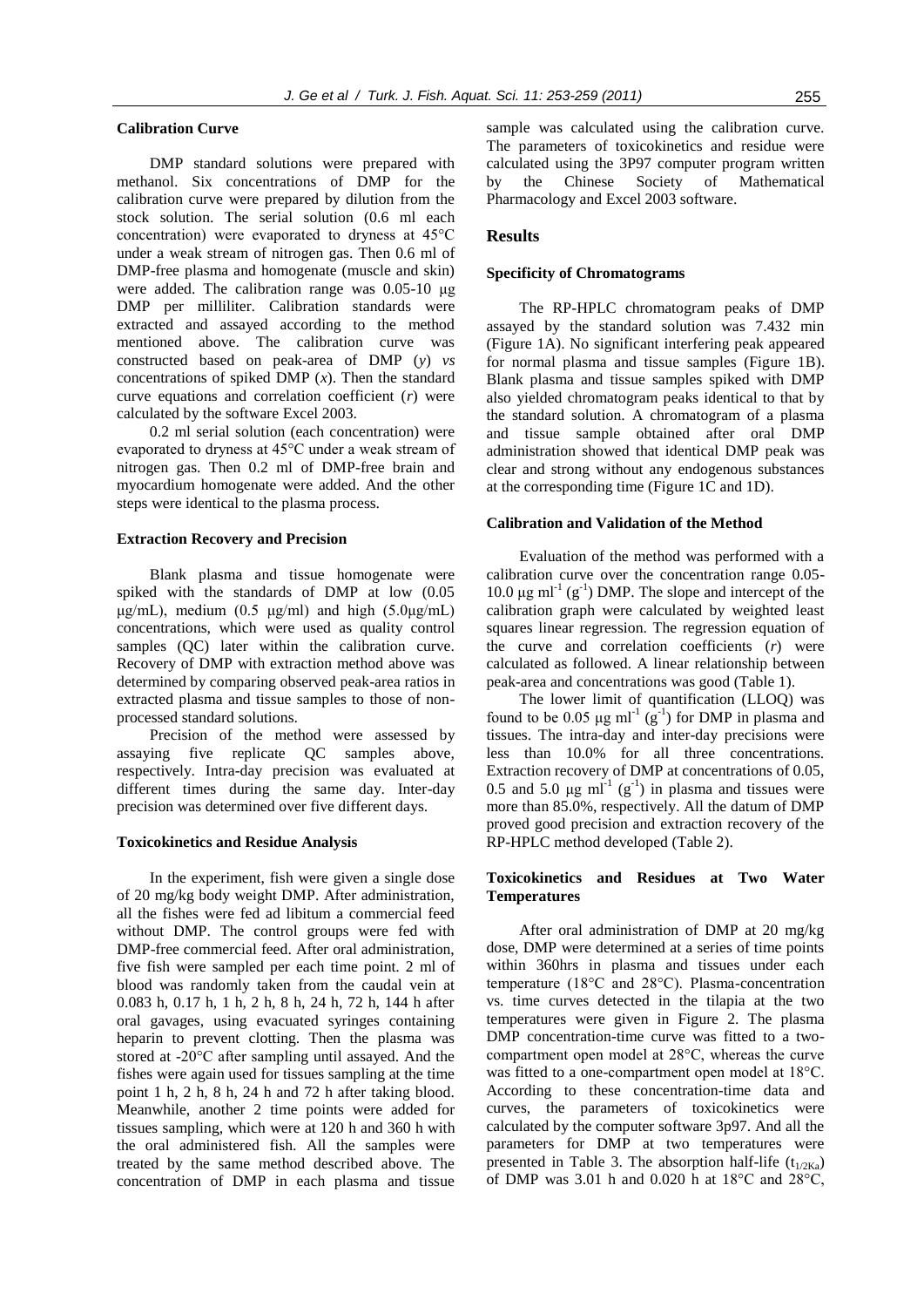### Calibration Curve

DMP standard solutions were prepared with methanol. Six concentrations of DMP for the calibration curve were prepared by dilution from the stock solution. The serial solution (0.6 ml each concentration) were evaporated to dryness at 45°C under a weak stream of nitrogen gas. Then 0.6 ml of DMP-free plasma and homogenate (muscle and skin) were added. The calibration range was 0.05-10 μg DMP per milliliter. Calibration standards were extracted and assayed according to the method mentioned above. The calibration curve was constructed based on peak-area of DMP ($y$) *vs* concentrations of spiked DMP ($x$). Then the standard curve equations and correlation coefficient ($r$) were calculated by the software Excel 2003.

0.2 ml serial solution (each concentration) were evaporated to dryness at 45°C under a weak stream of nitrogen gas. Then 0.2 ml of DMP-free brain and myocardium homogenate were added. And the other steps were identical to the plasma process.

### Extraction Recovery and Precision

Blank plasma and tissue homogenate were spiked with the standards of DMP at low (0.05 μg/mL), medium (0.5 μg/ml) and high (5.0μg/mL) concentrations, which were used as quality control samples (QC) later within the calibration curve. Recovery of DMP with extraction method above was determined by comparing observed peak-area ratios in extracted plasma and tissue samples to those of non-processed standard solutions.

Precision of the method were assessed by assaying five replicate QC samples above, respectively. Intra-day precision was evaluated at different times during the same day. Inter-day precision was determined over five different days.

### Toxicokinetics and Residue Analysis

In the experiment, fish were given a single dose of 20 mg/kg body weight DMP. After administration, all the fishes were fed ad libitum a commercial feed without DMP. The control groups were fed with DMP-free commercial feed. After oral administration, five fish were sampled per each time point. 2 ml of blood was randomly taken from the caudal vein at 0.083 h, 0.17 h, 1 h, 2 h, 8 h, 24 h, 72 h, 144 h after oral gavages, using evacuated syringes containing heparin to prevent clotting. Then the plasma was stored at -20°C after sampling until assayed. And the fishes were again used for tissues sampling at the time point 1 h, 2 h, 8 h, 24 h and 72 h after taking blood. Meanwhile, another 2 time points were added for tissues sampling, which were at 120 h and 360 h with the oral administered fish. All the samples were treated by the same method described above. The concentration of DMP in each plasma and tissue sample was calculated using the calibration curve. The parameters of toxicokinetics and residue were calculated using the 3P97 computer program written by the Chinese Society of Mathematical Pharmacology and Excel 2003 software.

## Results

### Specificity of Chromatograms

The RP-HPLC chromatogram peaks of DMP assayed by the standard solution was 7.432 min (Figure 1A). No significant interfering peak appeared for normal plasma and tissue samples (Figure 1B). Blank plasma and tissue samples spiked with DMP also yielded chromatogram peaks identical to that by the standard solution. A chromatogram of a plasma and tissue sample obtained after oral DMP administration showed that identical DMP peak was clear and strong without any endogenous substances at the corresponding time (Figure 1C and 1D).

### Calibration and Validation of the Method

Evaluation of the method was performed with a calibration curve over the concentration range 0.05-10.0 μg $ml^{-1}$ ($g^{-1}$) DMP. The slope and intercept of the calibration graph were calculated by weighted least squares linear regression. The regression equation of the curve and correlation coefficients ($r$) were calculated as followed. A linear relationship between peak-area and concentrations was good (Table 1).

The lower limit of quantification (LLOQ) was found to be 0.05 μg $ml^{-1}$ ($g^{-1}$) for DMP in plasma and tissues. The intra-day and inter-day precisions were less than 10.0% for all three concentrations. Extraction recovery of DMP at concentrations of 0.05, 0.5 and 5.0 μg $ml^{-1}$ ($g^{-1}$) in plasma and tissues were more than 85.0%, respectively. All the datum of DMP proved good precision and extraction recovery of the RP-HPLC method developed (Table 2).

### Toxicokinetics and Residues at Two Water Temperatures

After oral administration of DMP at 20 mg/kg dose, DMP were determined at a series of time points within 360hrs in plasma and tissues under each temperature (18°C and 28°C). Plasma-concentration vs. time curves detected in the tilapia at the two temperatures were given in Figure 2. The plasma DMP concentration-time curve was fitted to a two-compartment open model at 28°C, whereas the curve was fitted to a one-compartment open model at 18°C. According to these concentration-time data and curves, the parameters of toxicokinetics were calculated by the computer software 3p97. And all the parameters for DMP at two temperatures were presented in Table 3. The absorption half-life ($t_{1/2Ka}$) of DMP was 3.01 h and 0.020 h at 18°C and 28°C,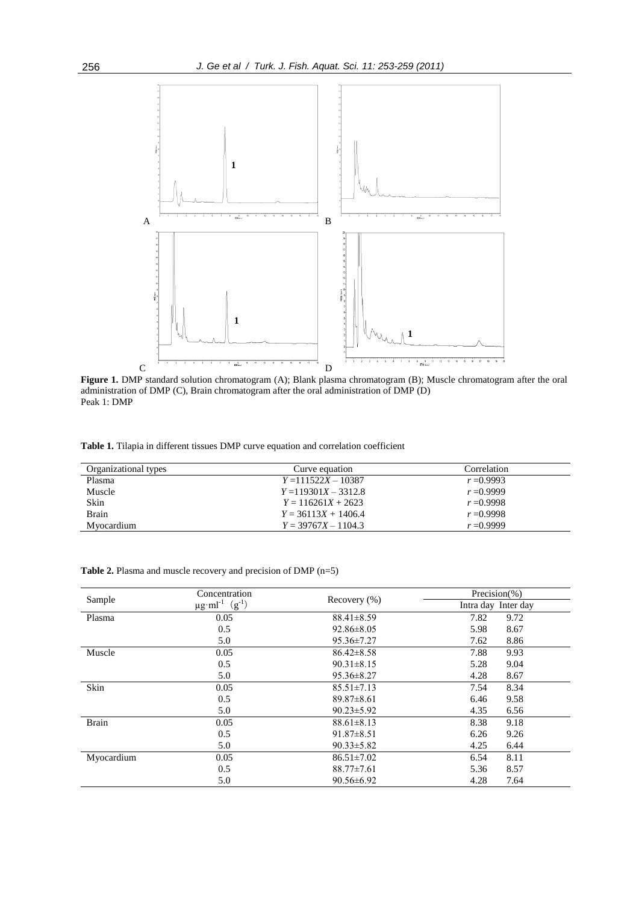**Figure 1.** DMP standard solution chromatogram (A); Blank plasma chromatogram (B); Muscle chromatogram after the oral administration of DMP (C), Brain chromatogram after the oral administration of DMP (D)
Peak 1: DMP

**Table 1.** Tilapia in different tissues DMP curve equation and correlation coefficient

| Organizational types | Curve equation | Correlation |
|---|---|---|
| Plasma | $Y = 111522X - 10387$ | $r = 0.9993$ |
| Muscle | $Y = 119301X - 3312.8$ | $r = 0.9999$ |
| Skin | $Y = 116261X + 2623$ | $r = 0.9998$ |
| Brain | $Y = 36113X + 1406.4$ | $r = 0.9998$ |
| Myocardium | $Y = 39767X - 1104.3$ | $r = 0.9999$ |

**Table 2.** Plasma and muscle recovery and precision of DMP (n=5)

| Sample | Concentration $\mu g \cdot ml^{-1}$ $(g^{-1})$ | Recovery (%) | Precision(%) | |
|---|---|---|---|---|
| | | | Intra day | Inter day |
| Plasma | 0.05 | 88.41±8.59 | 7.82 | 9.72 |
| | 0.5 | 92.86±8.05 | 5.98 | 8.67 |
| | 5.0 | 95.36±7.27 | 7.62 | 8.86 |
| Muscle | 0.05 | 86.42±8.58 | 7.88 | 9.93 |
| | 0.5 | 90.31±8.15 | 5.28 | 9.04 |
| | 5.0 | 95.36±8.27 | 4.28 | 8.67 |
| Skin | 0.05 | 85.51±7.13 | 7.54 | 8.34 |
| | 0.5 | 89.87±8.61 | 6.46 | 9.58 |
| | 5.0 | 90.23±5.92 | 4.35 | 6.56 |
| Brain | 0.05 | 88.61±8.13 | 8.38 | 9.18 |
| | 0.5 | 91.87±8.51 | 6.26 | 9.26 |
| | 5.0 | 90.33±5.82 | 4.25 | 6.44 |
| Myocardium | 0.05 | 86.51±7.02 | 6.54 | 8.11 |
| | 0.5 | 88.77±7.61 | 5.36 | 8.57 |
| | 5.0 | 90.56±6.92 | 4.28 | 7.64 |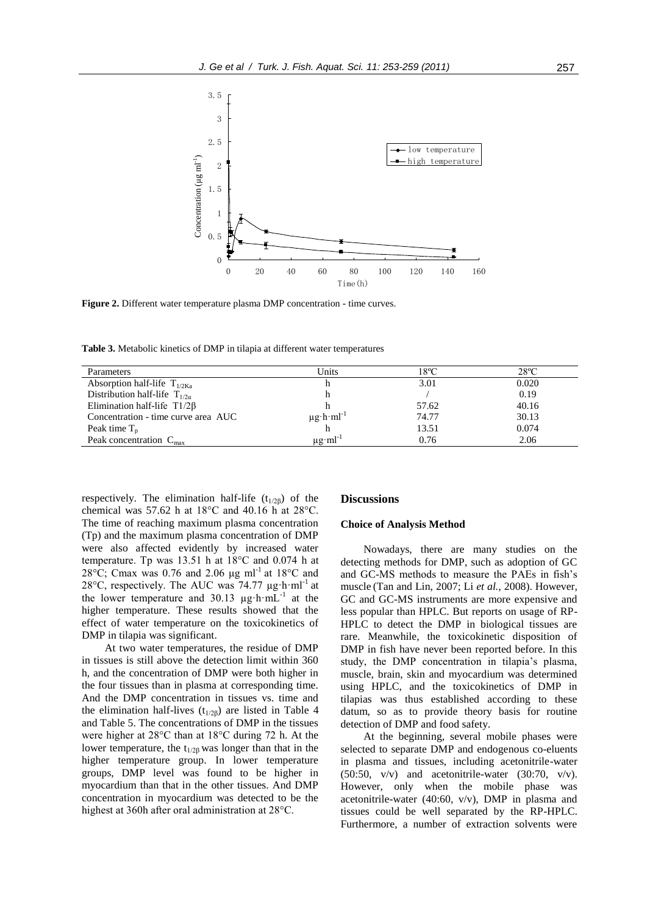**Figure 2.** Different water temperature plasma DMP concentration - time curves.

**Table 3.** Metabolic kinetics of DMP in tilapia at different water temperatures

| Parameters | Units | 18ºC | 28ºC |
|---|---|---|---|
| Absorption half-life $T_{1/2Ka}$ | h | 3.01 | 0.020 |
| Distribution half-life $T_{1/2\alpha}$ | h | / | 0.19 |
| Elimination half-life $T1/2\beta$ | h | 57.62 | 40.16 |
| Concentration - time curve area AUC | $\mu g \cdot h \cdot ml^{-1}$ | 74.77 | 30.13 |
| Peak time $T_p$ | h | 13.51 | 0.074 |
| Peak concentration $C_{max}$ | $\mu g \cdot ml^{-1}$ | 0.76 | 2.06 |

respectively. The elimination half-life ($t_{1/2\beta}$) of the chemical was 57.62 h at 18°C and 40.16 h at 28°C. The time of reaching maximum plasma concentration (Tp) and the maximum plasma concentration of DMP were also affected evidently by increased water temperature. Tp was 13.51 h at 18°C and 0.074 h at 28°C; Cmax was 0.76 and 2.06 μg ml$^{-1}$ at 18°C and 28°C, respectively. The AUC was 74.77 μg·h·ml$^{-1}$ at the lower temperature and 30.13 μg·h·mL$^{-1}$ at the higher temperature. These results showed that the effect of water temperature on the toxicokinetics of DMP in tilapia was significant.

At two water temperatures, the residue of DMP in tissues is still above the detection limit within 360 h, and the concentration of DMP were both higher in the four tissues than in plasma at corresponding time. And the DMP concentration in tissues vs. time and the elimination half-lives ($t_{1/2\beta}$) are listed in Table 4 and Table 5. The concentrations of DMP in the tissues were higher at 28°C than at 18°C during 72 h. At the lower temperature, the $t_{1/2\beta}$ was longer than that in the higher temperature group. In lower temperature groups, DMP level was found to be higher in myocardium than that in the other tissues. And DMP concentration in myocardium was detected to be the highest at 360h after oral administration at 28°C.

## Discussions

### Choice of Analysis Method

Nowadays, there are many studies on the detecting methods for DMP, such as adoption of GC and GC-MS methods to measure the PAEs in fish's muscle (Tan and Lin, 2007; Li *et al.*, 2008). However, GC and GC-MS instruments are more expensive and less popular than HPLC. But reports on usage of RP-HPLC to detect the DMP in biological tissues are rare. Meanwhile, the toxicokinetic disposition of DMP in fish have never been reported before. In this study, the DMP concentration in tilapia's plasma, muscle, brain, skin and myocardium was determined using HPLC, and the toxicokinetics of DMP in tilapias was thus established according to these datum, so as to provide theory basis for routine detection of DMP and food safety.

At the beginning, several mobile phases were selected to separate DMP and endogenous co-eluents in plasma and tissues, including acetonitrile-water (50:50, v/v) and acetonitrile-water (30:70, v/v). However, only when the mobile phase was acetonitrile-water (40:60, v/v), DMP in plasma and tissues could be well separated by the RP-HPLC. Furthermore, a number of extraction solvents were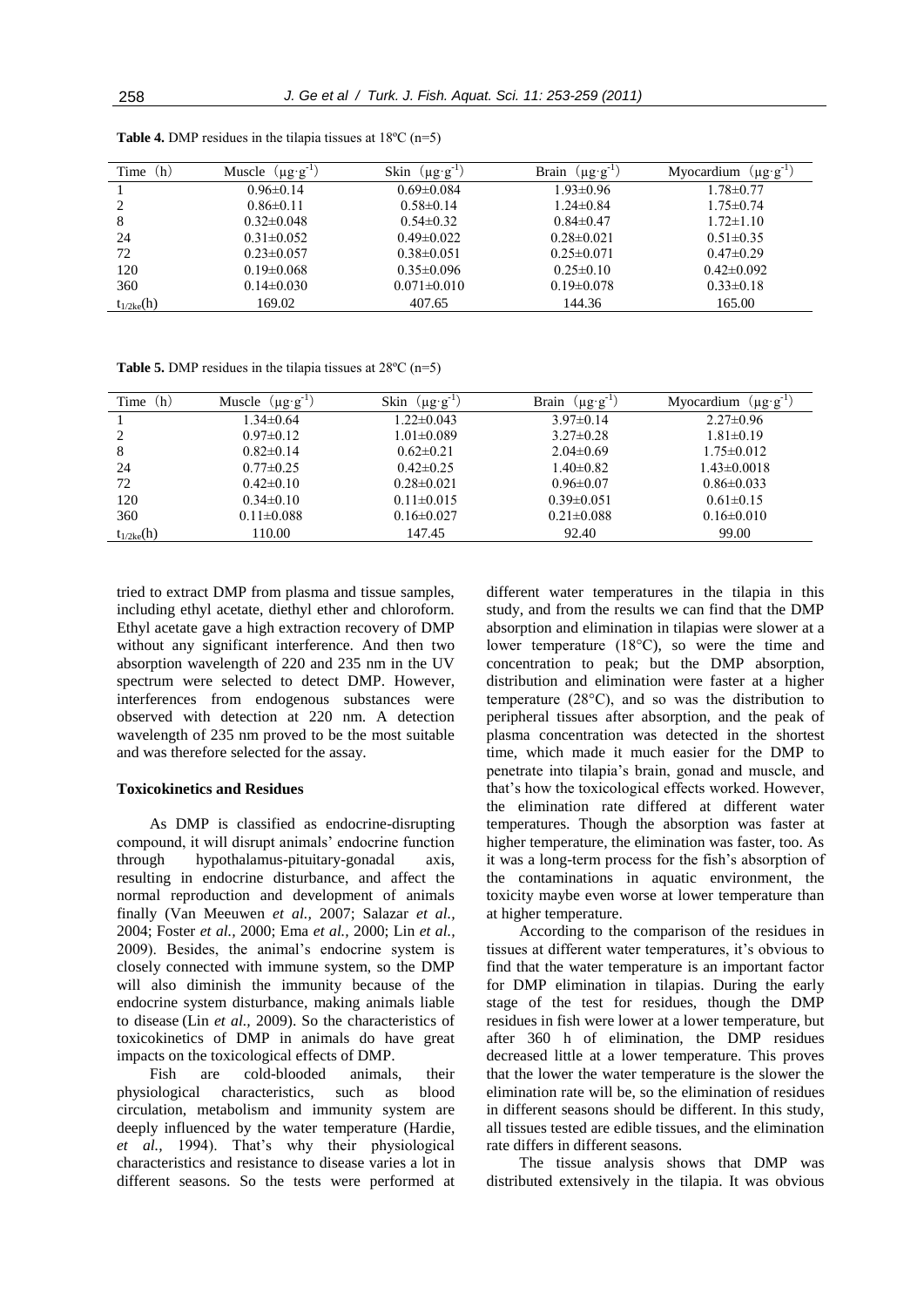**Table 4.** DMP residues in the tilapia tissues at 18ºC (n=5)

| Time (h) | Muscle ($\mu g \cdot g^{-1}$) | Skin ($\mu g \cdot g^{-1}$) | Brain ($\mu g \cdot g^{-1}$) | Myocardium ($\mu g \cdot g^{-1}$) |
|---|---|---|---|---|
| 1 | 0.96±0.14 | 0.69±0.084 | 1.93±0.96 | 1.78±0.77 |
| 2 | 0.86±0.11 | 0.58±0.14 | 1.24±0.84 | 1.75±0.74 |
| 8 | 0.32±0.048 | 0.54±0.32 | 0.84±0.47 | 1.72±1.10 |
| 24 | 0.31±0.052 | 0.49±0.022 | 0.28±0.021 | 0.51±0.35 |
| 72 | 0.23±0.057 | 0.38±0.051 | 0.25±0.071 | 0.47±0.29 |
| 120 | 0.19±0.068 | 0.35±0.096 | 0.25±0.10 | 0.42±0.092 |
| 360 | 0.14±0.030 | 0.071±0.010 | 0.19±0.078 | 0.33±0.18 |
| $t_{1/2ke}$(h) | 169.02 | 407.65 | 144.36 | 165.00 |

**Table 5.** DMP residues in the tilapia tissues at 28ºC (n=5)

| Time (h) | Muscle ($\mu g \cdot g^{-1}$) | Skin ($\mu g \cdot g^{-1}$) | Brain ($\mu g \cdot g^{-1}$) | Myocardium ($\mu g \cdot g^{-1}$) |
|---|---|---|---|---|
| 1 | 1.34±0.64 | 1.22±0.043 | 3.97±0.14 | 2.27±0.96 |
| 2 | 0.97±0.12 | 1.01±0.089 | 3.27±0.28 | 1.81±0.19 |
| 8 | 0.82±0.14 | 0.62±0.21 | 2.04±0.69 | 1.75±0.012 |
| 24 | 0.77±0.25 | 0.42±0.25 | 1.40±0.82 | 1.43±0.0018 |
| 72 | 0.42±0.10 | 0.28±0.021 | 0.96±0.07 | 0.86±0.033 |
| 120 | 0.34±0.10 | 0.11±0.015 | 0.39±0.051 | 0.61±0.15 |
| 360 | 0.11±0.088 | 0.16±0.027 | 0.21±0.088 | 0.16±0.010 |
| $t_{1/2ke}$(h) | 110.00 | 147.45 | 92.40 | 99.00 |

tried to extract DMP from plasma and tissue samples, including ethyl acetate, diethyl ether and chloroform. Ethyl acetate gave a high extraction recovery of DMP without any significant interference. And then two absorption wavelength of 220 and 235 nm in the UV spectrum were selected to detect DMP. However, interferences from endogenous substances were observed with detection at 220 nm. A detection wavelength of 235 nm proved to be the most suitable and was therefore selected for the assay.

### Toxicokinetics and Residues

As DMP is classified as endocrine-disrupting compound, it will disrupt animals' endocrine function through hypothalamus-pituitary-gonadal axis, resulting in endocrine disturbance, and affect the normal reproduction and development of animals finally (Van Meeuwen *et al.,* 2007; Salazar *et al.,* 2004; Foster *et al.,* 2000; Ema *et al.,* 2000; Lin *et al.,* 2009). Besides, the animal's endocrine system is closely connected with immune system, so the DMP will also diminish the immunity because of the endocrine system disturbance, making animals liable to disease (Lin *et al.,* 2009). So the characteristics of toxicokinetics of DMP in animals do have great impacts on the toxicological effects of DMP.

Fish are cold-blooded animals, their physiological characteristics, such as blood circulation, metabolism and immunity system are deeply influenced by the water temperature (Hardie, *et al.,* 1994). That's why their physiological characteristics and resistance to disease varies a lot in different seasons. So the tests were performed at different water temperatures in the tilapia in this study, and from the results we can find that the DMP absorption and elimination in tilapias were slower at a lower temperature (18°C), so were the time and concentration to peak; but the DMP absorption, distribution and elimination were faster at a higher temperature (28°C), and so was the distribution to peripheral tissues after absorption, and the peak of plasma concentration was detected in the shortest time, which made it much easier for the DMP to penetrate into tilapia's brain, gonad and muscle, and that's how the toxicological effects worked. However, the elimination rate differed at different water temperatures. Though the absorption was faster at higher temperature, the elimination was faster, too. As it was a long-term process for the fish's absorption of the contaminations in aquatic environment, the toxicity maybe even worse at lower temperature than at higher temperature.

According to the comparison of the residues in tissues at different water temperatures, it's obvious to find that the water temperature is an important factor for DMP elimination in tilapias. During the early stage of the test for residues, though the DMP residues in fish were lower at a lower temperature, but after 360 h of elimination, the DMP residues decreased little at a lower temperature. This proves that the lower the water temperature is the slower the elimination rate will be, so the elimination of residues in different seasons should be different. In this study, all tissues tested are edible tissues, and the elimination rate differs in different seasons.

The tissue analysis shows that DMP was distributed extensively in the tilapia. It was obvious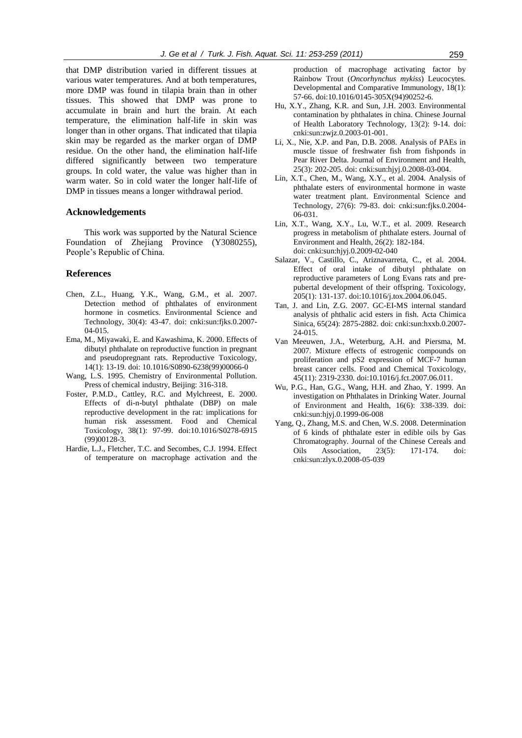that DMP distribution varied in different tissues at various water temperatures. And at both temperatures, more DMP was found in tilapia brain than in other tissues. This showed that DMP was prone to accumulate in brain and hurt the brain. At each temperature, the elimination half-life in skin was longer than in other organs. That indicated that tilapia skin may be regarded as the marker organ of DMP residue. On the other hand, the elimination half-life differed significantly between two temperature groups. In cold water, the value was higher than in warm water. So in cold water the longer half-life of DMP in tissues means a longer withdrawal period.

## Acknowledgements

This work was supported by the Natural Science Foundation of Zhejiang Province (Y3080255), People's Republic of China.

## References

Chen, Z.L., Huang, Y.K., Wang, G.M., et al. 2007. Detection method of phthalates of environment hormone in cosmetics. Environmental Science and Technology, 30(4): 43-47. doi: cnki:sun:fjks.0.2007-04-015.

Ema, M., Miyawaki, E. and Kawashima, K. 2000. Effects of dibutyl phthalate on reproductive function in pregnant and pseudopregnant rats. Reproductive Toxicology, 14(1): 13-19. doi: 10.1016/S0890-6238(99)00066-0

Wang, L.S. 1995. Chemistry of Environmental Pollution. Press of chemical industry, Beijing: 316-318.

Foster, P.M.D., Cattley, R.C. and Mylchreest, E. 2000. Effects of di-n-butyl phthalate (DBP) on male reproductive development in the rat: implications for human risk assessment. Food and Chemical Toxicology, 38(1): 97-99. doi:10.1016/S0278-6915 (99)00128-3.

Hardie, L.J., Fletcher, T.C. and Secombes, C.J. 1994. Effect of temperature on macrophage activation and the production of macrophage activating factor by Rainbow Trout (*Oncorhynchus mykiss*) Leucocytes. Developmental and Comparative Immunology, 18(1): 57-66. doi:10.1016/0145-305X(94)90252-6.

Hu, X.Y., Zhang, K.R. and Sun, J.H. 2003. Environmental contamination by phthalates in china. Chinese Journal of Health Laboratory Technology, 13(2): 9-14. doi: cnki:sun:zwjz.0.2003-01-001.

Li, X., Nie, X.P. and Pan, D.B. 2008. Analysis of PAEs in muscle tissue of freshwater fish from fishponds in Pear River Delta. Journal of Environment and Health, 25(3): 202-205. doi: cnki:sun:hjyj.0.2008-03-004.

Lin, X.T., Chen, M., Wang, X.Y., et al. 2004. Analysis of phthalate esters of environmental hormone in waste water treatment plant. Environmental Science and Technology, 27(6): 79-83. doi: cnki:sun:fjks.0.2004-06-031.

Lin, X.T., Wang, X.Y., Lu, W.T., et al. 2009. Research progress in metabolism of phthalate esters. Journal of Environment and Health, 26(2): 182-184. doi: cnki:sun:hjyj.0.2009-02-040

Salazar, V., Castillo, C., Ariznavarreta, C., et al. 2004. Effect of oral intake of dibutyl phthalate on reproductive parameters of Long Evans rats and pre-pubertal development of their offspring. Toxicology, 205(1): 131-137. doi:10.1016/j.tox.2004.06.045.

Tan, J. and Lin, Z.G. 2007. GC-EI-MS internal standard analysis of phthalic acid esters in fish. Acta Chimica Sinica, 65(24): 2875-2882. doi: cnki:sun:hxxb.0.2007-24-015.

Van Meeuwen, J.A., Weterburg, A.H. and Piersma, M. 2007. Mixture effects of estrogenic compounds on proliferation and pS2 expression of MCF-7 human breast cancer cells. Food and Chemical Toxicology, 45(11): 2319-2330. doi:10.1016/j.fct.2007.06.011.

Wu, P.G., Han, G.G., Wang, H.H. and Zhao, Y. 1999. An investigation on Phthalates in Drinking Water. Journal of Environment and Health, 16(6): 338-339. doi: cnki:sun:hjyj.0.1999-06-008

Yang, Q., Zhang, M.S. and Chen, W.S. 2008. Determination of 6 kinds of phthalate ester in edible oils by Gas Chromatography. Journal of the Chinese Cereals and Oils Association, 23(5): 171-174. doi: cnki:sun:zlyx.0.2008-05-039